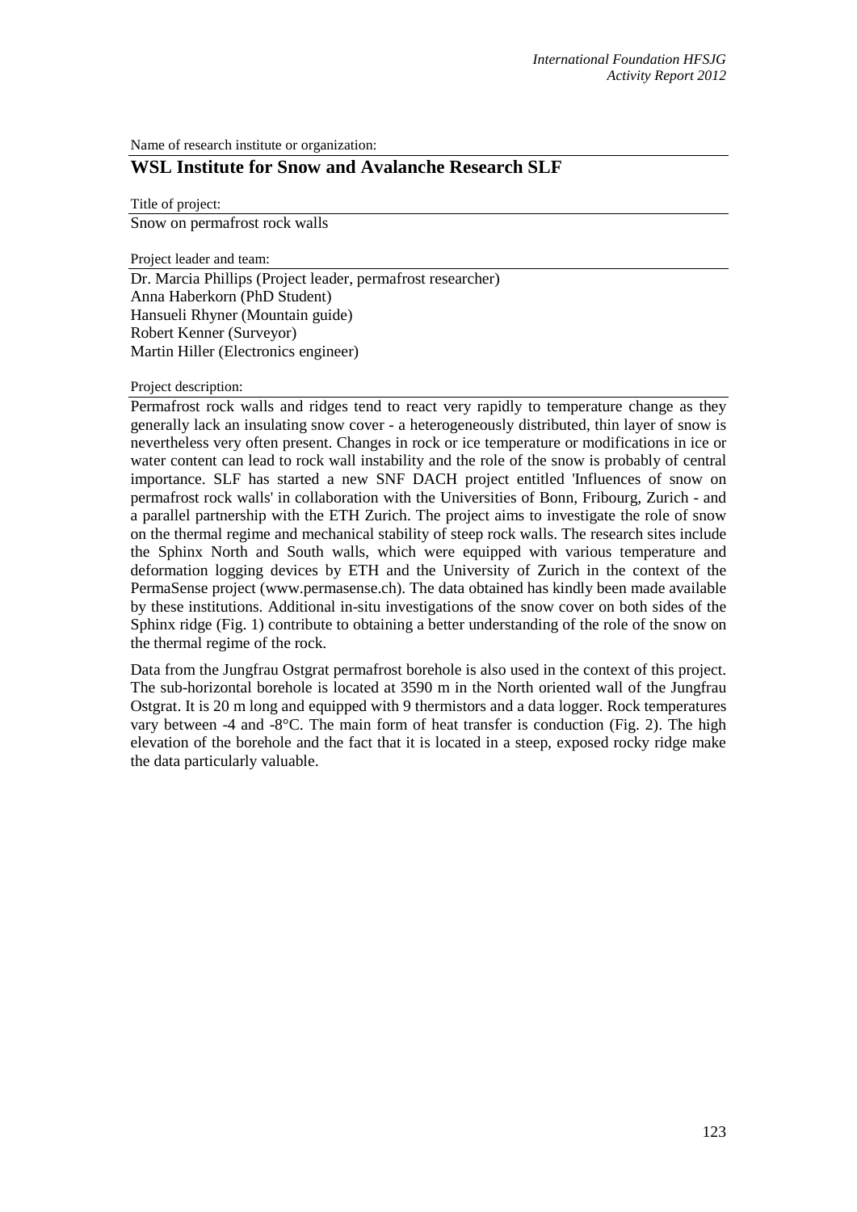Name of research institute or organization:

## WSL Institute for Snow and Avalanche Research SLF

Title of project:

Snow on permafrost rock walls

Project leader and team:

Dr. Marcia Phillips (Project leader, permafrost researcher)
Anna Haberkorn (PhD Student)
Hansueli Rhyner (Mountain guide)
Robert Kenner (Surveyor)
Martin Hiller (Electronics engineer)

Project description:

Permafrost rock walls and ridges tend to react very rapidly to temperature change as they generally lack an insulating snow cover - a heterogeneously distributed, thin layer of snow is nevertheless very often present. Changes in rock or ice temperature or modifications in ice or water content can lead to rock wall instability and the role of the snow is probably of central importance. SLF has started a new SNF DACH project entitled 'Influences of snow on permafrost rock walls' in collaboration with the Universities of Bonn, Fribourg, Zurich - and a parallel partnership with the ETH Zurich. The project aims to investigate the role of snow on the thermal regime and mechanical stability of steep rock walls. The research sites include the Sphinx North and South walls, which were equipped with various temperature and deformation logging devices by ETH and the University of Zurich in the context of the PermaSense project (www.permasense.ch). The data obtained has kindly been made available by these institutions. Additional in-situ investigations of the snow cover on both sides of the Sphinx ridge (Fig. 1) contribute to obtaining a better understanding of the role of the snow on the thermal regime of the rock.

Data from the Jungfrau Ostgrat permafrost borehole is also used in the context of this project. The sub-horizontal borehole is located at 3590 m in the North oriented wall of the Jungfrau Ostgrat. It is 20 m long and equipped with 9 thermistors and a data logger. Rock temperatures vary between -4 and -8°C. The main form of heat transfer is conduction (Fig. 2). The high elevation of the borehole and the fact that it is located in a steep, exposed rocky ridge make the data particularly valuable.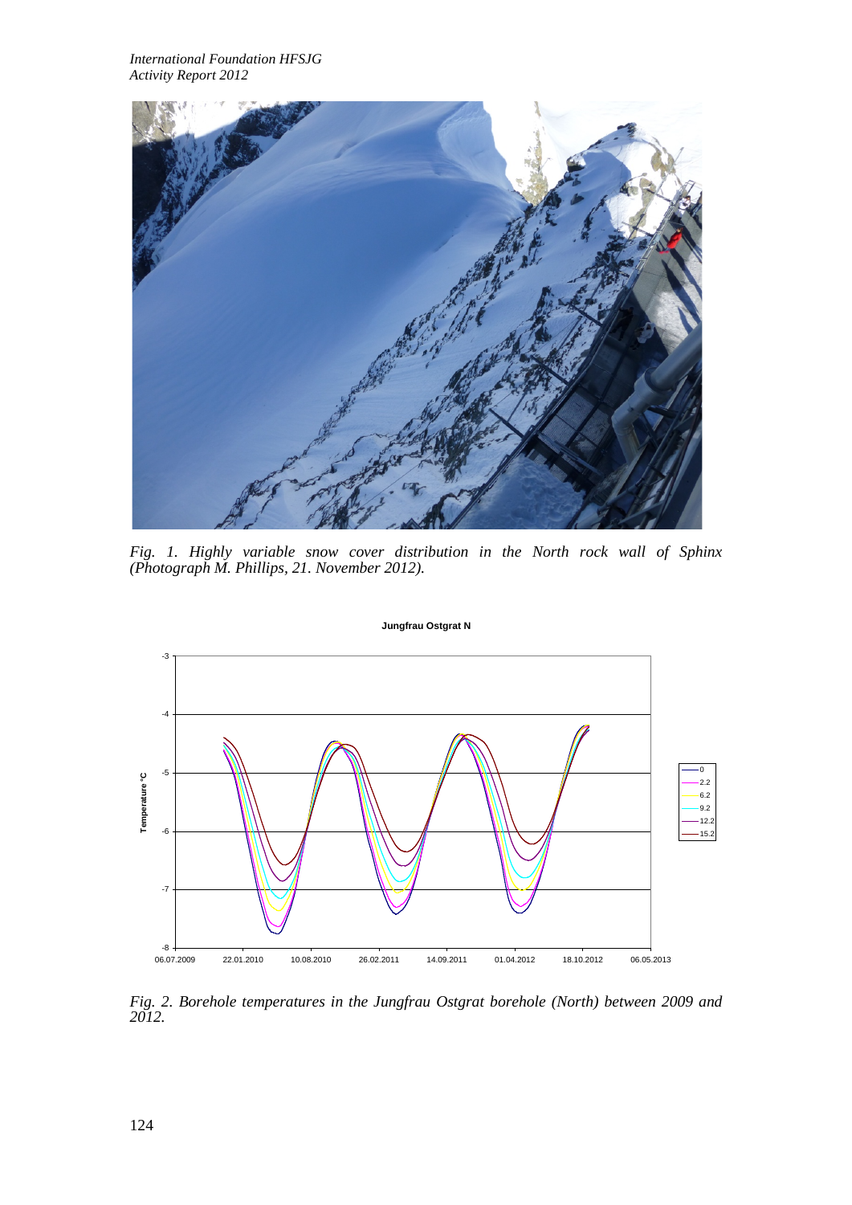*Fig. 1. Highly variable snow cover distribution in the North rock wall of Sphinx (Photograph M. Phillips, 21. November 2012).*

*Fig. 2. Borehole temperatures in the Jungfrau Ostgrat borehole (North) between 2009 and 2012.*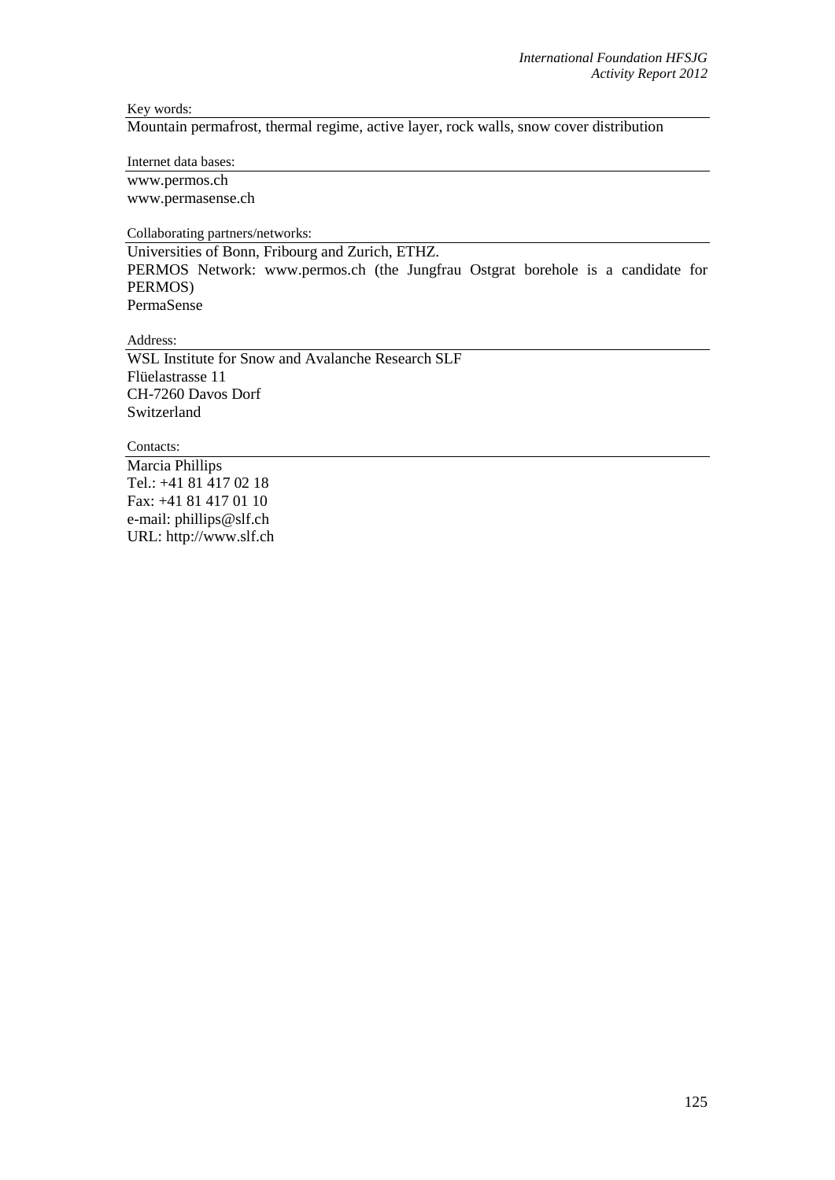Key words:

Mountain permafrost, thermal regime, active layer, rock walls, snow cover distribution

Internet data bases:

www.permos.ch
www.permasense.ch

Collaborating partners/networks:

Universities of Bonn, Fribourg and Zurich, ETHZ.
PERMOS Network: www.permos.ch (the Jungfrau Ostgrat borehole is a candidate for PERMOS)
PermaSense

Address:

WSL Institute for Snow and Avalanche Research SLF
Flüelastrasse 11
CH-7260 Davos Dorf
Switzerland

Contacts:

Marcia Phillips
Tel.: +41 81 417 02 18
Fax: +41 81 417 01 10
e-mail: phillips@slf.ch
URL: http://www.slf.ch